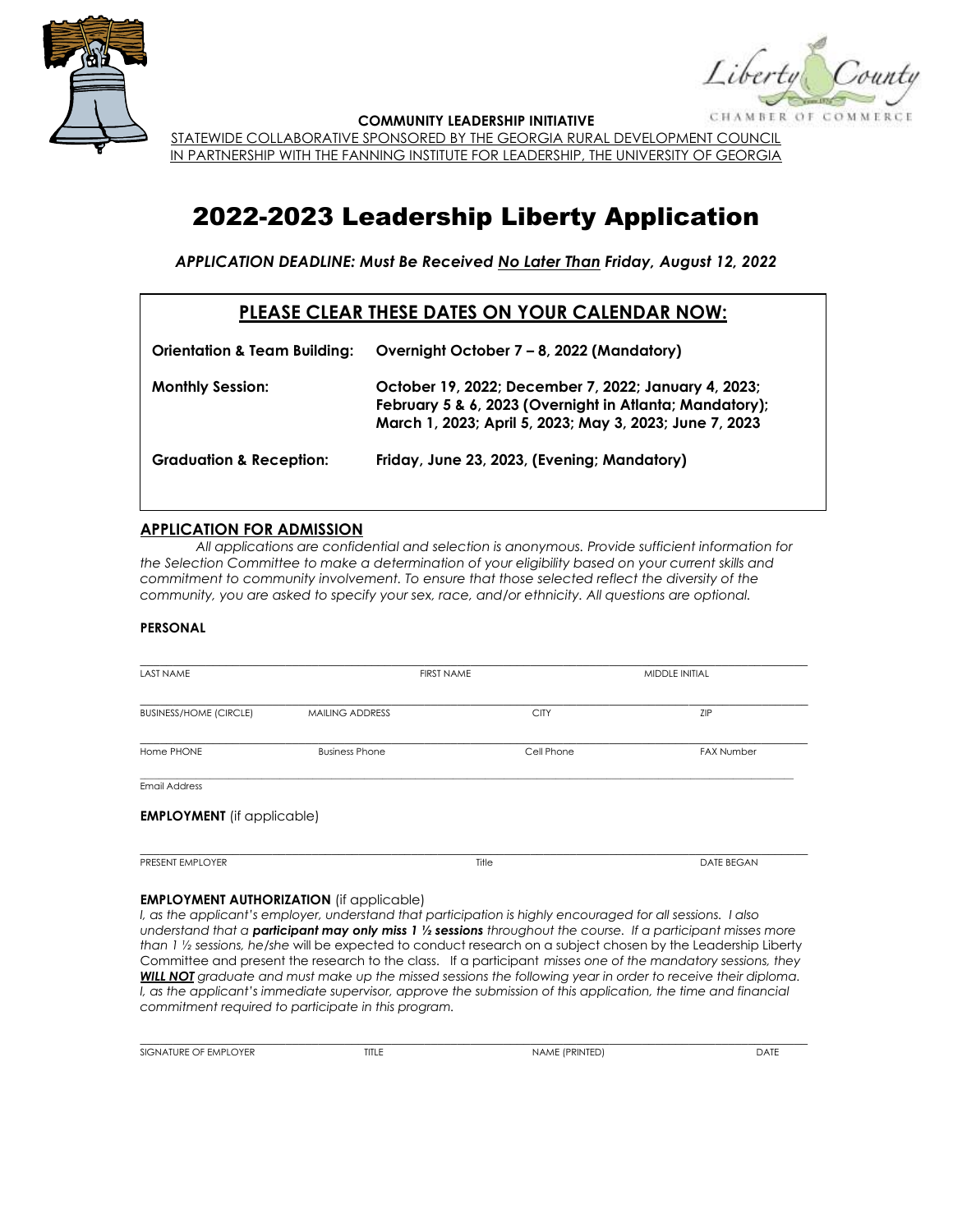**COMMUNITY LEADERSHIP INITIATIVE**

STATEWIDE COLLABORATIVE SPONSORED BY THE GEORGIA RURAL DEVELOPMENT COUNCIL
IN PARTNERSHIP WITH THE FANNING INSTITUTE FOR LEADERSHIP, THE UNIVERSITY OF GEORGIA

# 2022-2023 Leadership Liberty Application

***APPLICATION DEADLINE: Must Be Received No Later Than Friday, August 12, 2022***

## PLEASE CLEAR THESE DATES ON YOUR CALENDAR NOW:

| | |
|---|---|
| **Orientation & Team Building:** | **Overnight October 7 – 8, 2022 (Mandatory)** |
| **Monthly Session:** | **October 19, 2022; December 7, 2022; January 4, 2023; February 5 & 6, 2023 (Overnight in Atlanta; Mandatory); March 1, 2023; April 5, 2023; May 3, 2023; June 7, 2023** |
| **Graduation & Reception:** | **Friday, June 23, 2023, (Evening; Mandatory)** |

## APPLICATION FOR ADMISSION

*All applications are confidential and selection is anonymous. Provide sufficient information for the Selection Committee to make a determination of your eligibility based on your current skills and commitment to community involvement. To ensure that those selected reflect the diversity of the community, you are asked to specify your sex, race, and/or ethnicity. All questions are optional.*

### PERSONAL

| LAST NAME | FIRST NAME | MIDDLE INITIAL |
|---|---|---|
| | | |

| BUSINESS/HOME (CIRCLE) | MAILING ADDRESS | CITY | ZIP |
|---|---|---|---|
| | | | |

| Home PHONE | Business Phone | Cell Phone | FAX Number |
|---|---|---|---|
| | | | |

Email Address ______________________________

**EMPLOYMENT** (if applicable)

| PRESENT EMPLOYER | Title | DATE BEGAN |
|---|---|---|
| | | |

**EMPLOYMENT AUTHORIZATION** (if applicable)

*I, as the applicant's employer, understand that participation is highly encouraged for all sessions. I also understand that a **participant may only miss 1 ½ sessions** throughout the course. If a participant misses more than 1 ½ sessions, he/she* will be expected to conduct research on a subject chosen by the Leadership Liberty Committee and present the research to the class. If a participant *misses one of the mandatory sessions, they **WILL NOT** graduate and must make up the missed sessions the following year in order to receive their diploma. I, as the applicant's immediate supervisor, approve the submission of this application, the time and financial commitment required to participate in this program.*

| SIGNATURE OF EMPLOYER | TITLE | NAME (PRINTED) | DATE |
|---|---|---|---|
| | | | |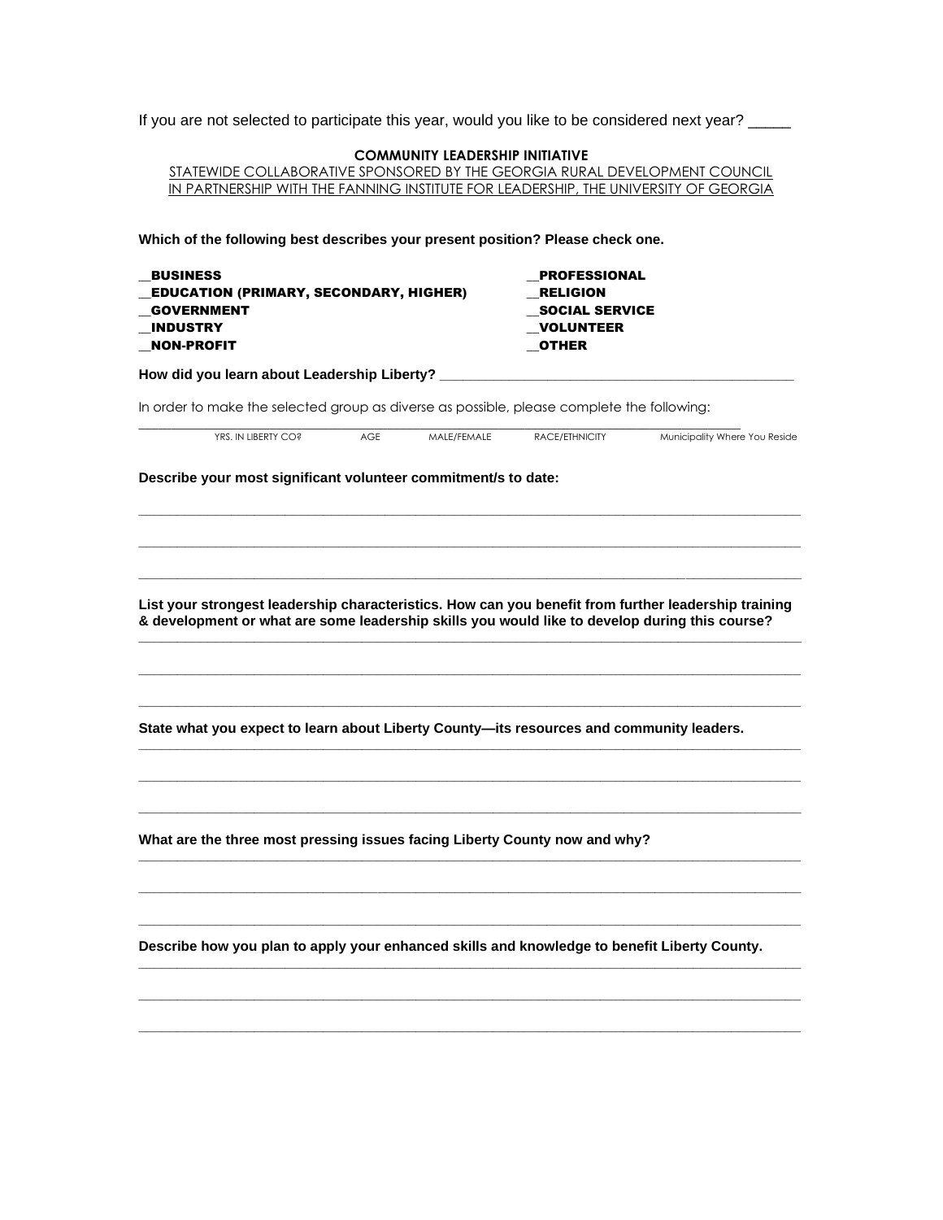If you are not selected to participate this year, would you like to be considered next year? _____

**COMMUNITY LEADERSHIP INITIATIVE**

STATEWIDE COLLABORATIVE SPONSORED BY THE GEORGIA RURAL DEVELOPMENT COUNCIL
IN PARTNERSHIP WITH THE FANNING INSTITUTE FOR LEADERSHIP, THE UNIVERSITY OF GEORGIA

**Which of the following best describes your present position? Please check one.**

__**BUSINESS**
__**EDUCATION (PRIMARY, SECONDARY, HIGHER)**
__**GOVERNMENT**
__**INDUSTRY**
__**NON-PROFIT**
__**PROFESSIONAL**
__**RELIGION**
__**SOCIAL SERVICE**
__**VOLUNTEER**
__**OTHER**

**How did you learn about Leadership Liberty?** ________________________________________________

In order to make the selected group as diverse as possible, please complete the following:

______________________________________________________________________________________

YRS. IN LIBERTY CO? AGE MALE/FEMALE RACE/ETHNICITY Municipality Where You Reside

**Describe your most significant volunteer commitment/s to date:**

______________________________________________________________________________________

______________________________________________________________________________________

______________________________________________________________________________________

**List your strongest leadership characteristics. How can you benefit from further leadership training & development or what are some leadership skills you would like to develop during this course?**

______________________________________________________________________________________

______________________________________________________________________________________

______________________________________________________________________________________

**State what you expect to learn about Liberty County—its resources and community leaders.**

______________________________________________________________________________________

______________________________________________________________________________________

______________________________________________________________________________________

**What are the three most pressing issues facing Liberty County now and why?**

______________________________________________________________________________________

______________________________________________________________________________________

______________________________________________________________________________________

**Describe how you plan to apply your enhanced skills and knowledge to benefit Liberty County.**

______________________________________________________________________________________

______________________________________________________________________________________

______________________________________________________________________________________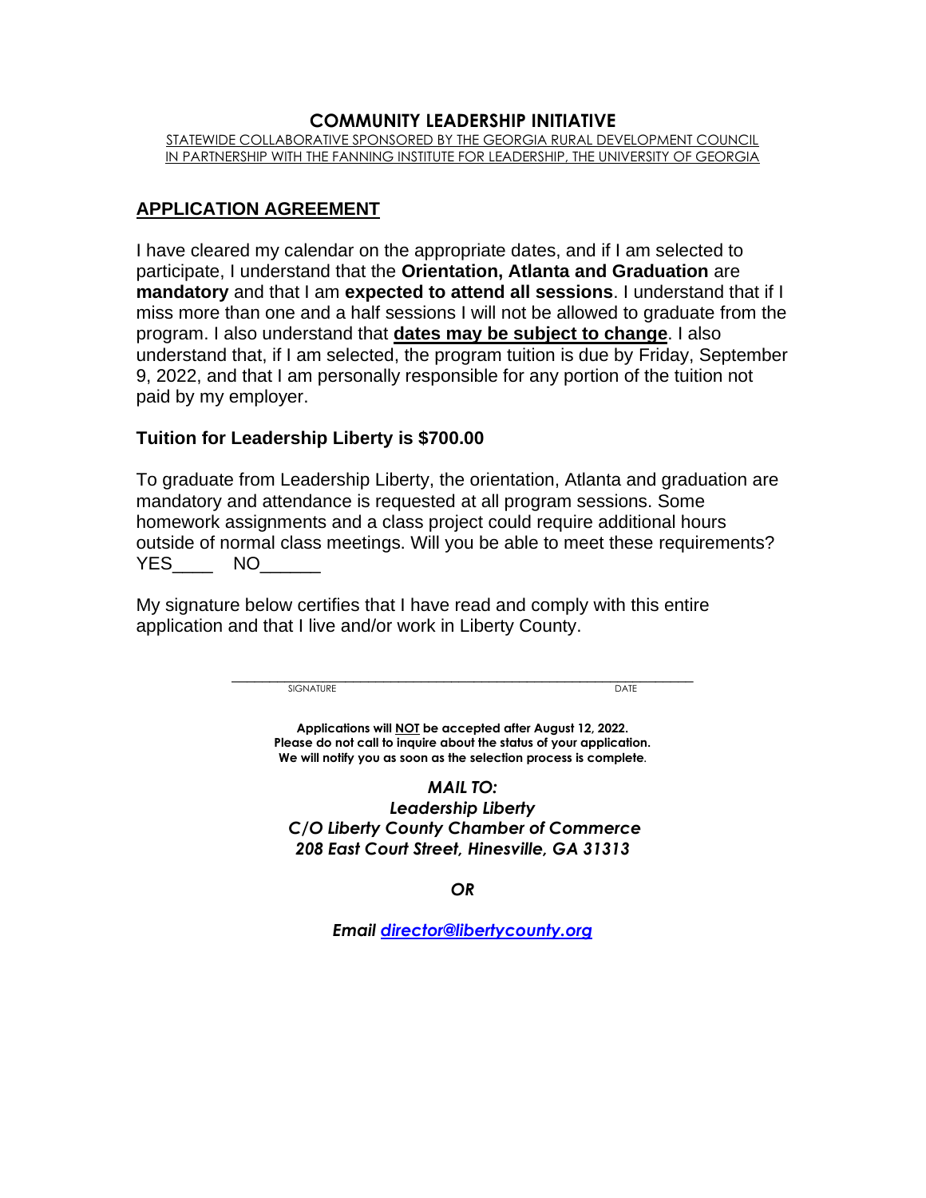## COMMUNITY LEADERSHIP INITIATIVE

STATEWIDE COLLABORATIVE SPONSORED BY THE GEORGIA RURAL DEVELOPMENT COUNCIL
IN PARTNERSHIP WITH THE FANNING INSTITUTE FOR LEADERSHIP, THE UNIVERSITY OF GEORGIA

### APPLICATION AGREEMENT

I have cleared my calendar on the appropriate dates, and if I am selected to participate, I understand that the **Orientation, Atlanta and Graduation** are **mandatory** and that I am **expected to attend all sessions**. I understand that if I miss more than one and a half sessions I will not be allowed to graduate from the program. I also understand that **dates may be subject to change**. I also understand that, if I am selected, the program tuition is due by Friday, September 9, 2022, and that I am personally responsible for any portion of the tuition not paid by my employer.

**Tuition for Leadership Liberty is $700.00**

To graduate from Leadership Liberty, the orientation, Atlanta and graduation are mandatory and attendance is requested at all program sessions. Some homework assignments and a class project could require additional hours outside of normal class meetings. Will you be able to meet these requirements? YES____ NO______

My signature below certifies that I have read and comply with this entire application and that I live and/or work in Liberty County.

______________________________________________
SIGNATURE DATE

**Applications will NOT be accepted after August 12, 2022.**
**Please do not call to inquire about the status of your application.**
**We will notify you as soon as the selection process is complete.**

***MAIL TO:***
***Leadership Liberty***
***C/O Liberty County Chamber of Commerce***
***208 East Court Street, Hinesville, GA 31313***

***OR***

***Email director@libertycounty.org***